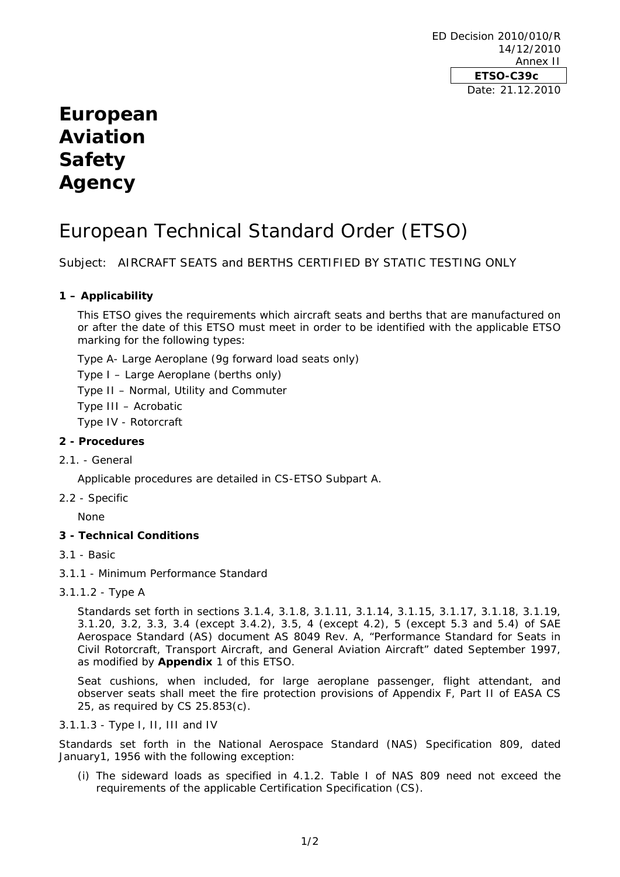ED Decision 2010/010/R
14/12/2010
Annex II

**ETSO-C39c**

Date: 21.12.2010

# European Aviation Safety Agency

# European Technical Standard Order (ETSO)

Subject: AIRCRAFT SEATS and BERTHS CERTIFIED BY STATIC TESTING ONLY

## 1 – Applicability

This ETSO gives the requirements which aircraft seats and berths that are manufactured on or after the date of this ETSO must meet in order to be identified with the applicable ETSO marking for the following types:

Type A- Large Aeroplane (9g forward load seats only)

Type I – Large Aeroplane (berths only)

Type II – Normal, Utility and Commuter

Type III – Acrobatic

Type IV - Rotorcraft

## 2 - Procedures

2.1. - General

Applicable procedures are detailed in CS-ETSO Subpart A.

2.2 - Specific

None

## 3 - Technical Conditions

3.1 - Basic

3.1.1 - Minimum Performance Standard

3.1.1.2 - Type A

Standards set forth in sections 3.1.4, 3.1.8, 3.1.11, 3.1.14, 3.1.15, 3.1.17, 3.1.18, 3.1.19, 3.1.20, 3.2, 3.3, 3.4 (except 3.4.2), 3.5, 4 (except 4.2), 5 (except 5.3 and 5.4) of SAE Aerospace Standard (AS) document AS 8049 Rev. A, "Performance Standard for Seats in Civil Rotorcraft, Transport Aircraft, and General Aviation Aircraft" dated September 1997, as modified by **Appendix** 1 of this ETSO.

Seat cushions, when included, for large aeroplane passenger, flight attendant, and observer seats shall meet the fire protection provisions of Appendix F, Part II of EASA CS 25, as required by CS 25.853(c).

3.1.1.3 - Type I, II, III and IV

Standards set forth in the National Aerospace Standard (NAS) Specification 809, dated January1, 1956 with the following exception:

(i) The sideward loads as specified in 4.1.2. Table I of NAS 809 need not exceed the requirements of the applicable Certification Specification (CS).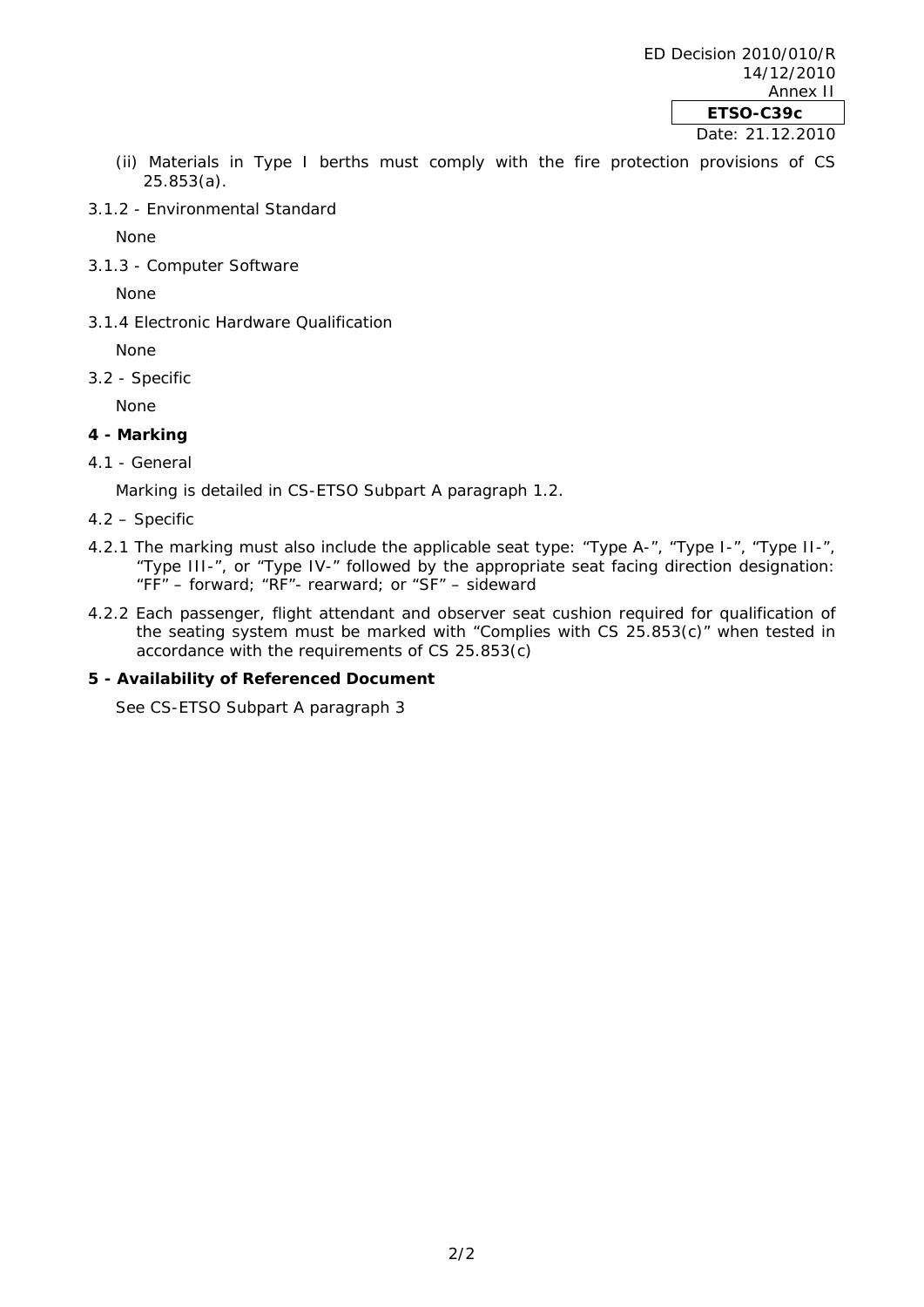(ii) Materials in Type I berths must comply with the fire protection provisions of CS 25.853(a).

3.1.2 - Environmental Standard

None

3.1.3 - Computer Software

None

3.1.4 Electronic Hardware Qualification

None

3.2 - Specific

None

**4 - Marking**

4.1 - General

Marking is detailed in CS-ETSO Subpart A paragraph 1.2.

4.2 – Specific

4.2.1 The marking must also include the applicable seat type: “Type A-”, “Type I-”, “Type II-”, “Type III-”, or “Type IV-” followed by the appropriate seat facing direction designation: “FF” – forward; “RF”- rearward; or “SF” – sideward

4.2.2 Each passenger, flight attendant and observer seat cushion required for qualification of the seating system must be marked with “Complies with CS 25.853(c)” when tested in accordance with the requirements of CS 25.853(c)

**5 - Availability of Referenced Document**

See CS-ETSO Subpart A paragraph 3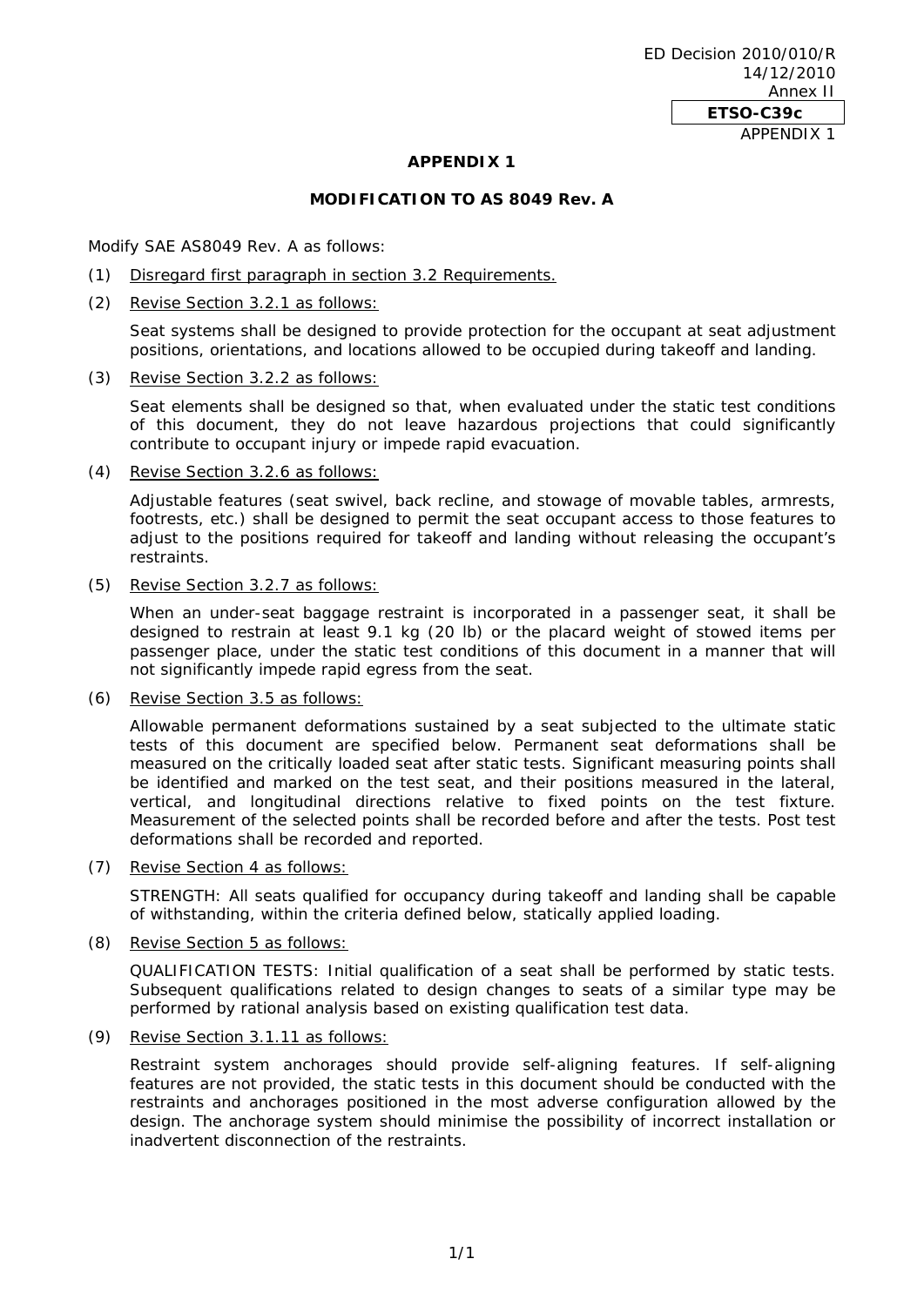ED Decision 2010/010/R
14/12/2010
Annex II

**ETSO-C39c**

APPENDIX 1

## APPENDIX 1

## MODIFICATION TO AS 8049 Rev. A

Modify SAE AS8049 Rev. A as follows:

(1) Disregard first paragraph in section 3.2 Requirements.

(2) Revise Section 3.2.1 as follows:

Seat systems shall be designed to provide protection for the occupant at seat adjustment positions, orientations, and locations allowed to be occupied during takeoff and landing.

(3) Revise Section 3.2.2 as follows:

Seat elements shall be designed so that, when evaluated under the static test conditions of this document, they do not leave hazardous projections that could significantly contribute to occupant injury or impede rapid evacuation.

(4) Revise Section 3.2.6 as follows:

Adjustable features (seat swivel, back recline, and stowage of movable tables, armrests, footrests, etc.) shall be designed to permit the seat occupant access to those features to adjust to the positions required for takeoff and landing without releasing the occupant's restraints.

(5) Revise Section 3.2.7 as follows:

When an under-seat baggage restraint is incorporated in a passenger seat, it shall be designed to restrain at least 9.1 kg (20 lb) or the placard weight of stowed items per passenger place, under the static test conditions of this document in a manner that will not significantly impede rapid egress from the seat.

(6) Revise Section 3.5 as follows:

Allowable permanent deformations sustained by a seat subjected to the ultimate static tests of this document are specified below. Permanent seat deformations shall be measured on the critically loaded seat after static tests. Significant measuring points shall be identified and marked on the test seat, and their positions measured in the lateral, vertical, and longitudinal directions relative to fixed points on the test fixture. Measurement of the selected points shall be recorded before and after the tests. Post test deformations shall be recorded and reported.

(7) Revise Section 4 as follows:

STRENGTH: All seats qualified for occupancy during takeoff and landing shall be capable of withstanding, within the criteria defined below, statically applied loading.

(8) Revise Section 5 as follows:

QUALIFICATION TESTS: Initial qualification of a seat shall be performed by static tests. Subsequent qualifications related to design changes to seats of a similar type may be performed by rational analysis based on existing qualification test data.

(9) Revise Section 3.1.11 as follows:

Restraint system anchorages should provide self-aligning features. If self-aligning features are not provided, the static tests in this document should be conducted with the restraints and anchorages positioned in the most adverse configuration allowed by the design. The anchorage system should minimise the possibility of incorrect installation or inadvertent disconnection of the restraints.